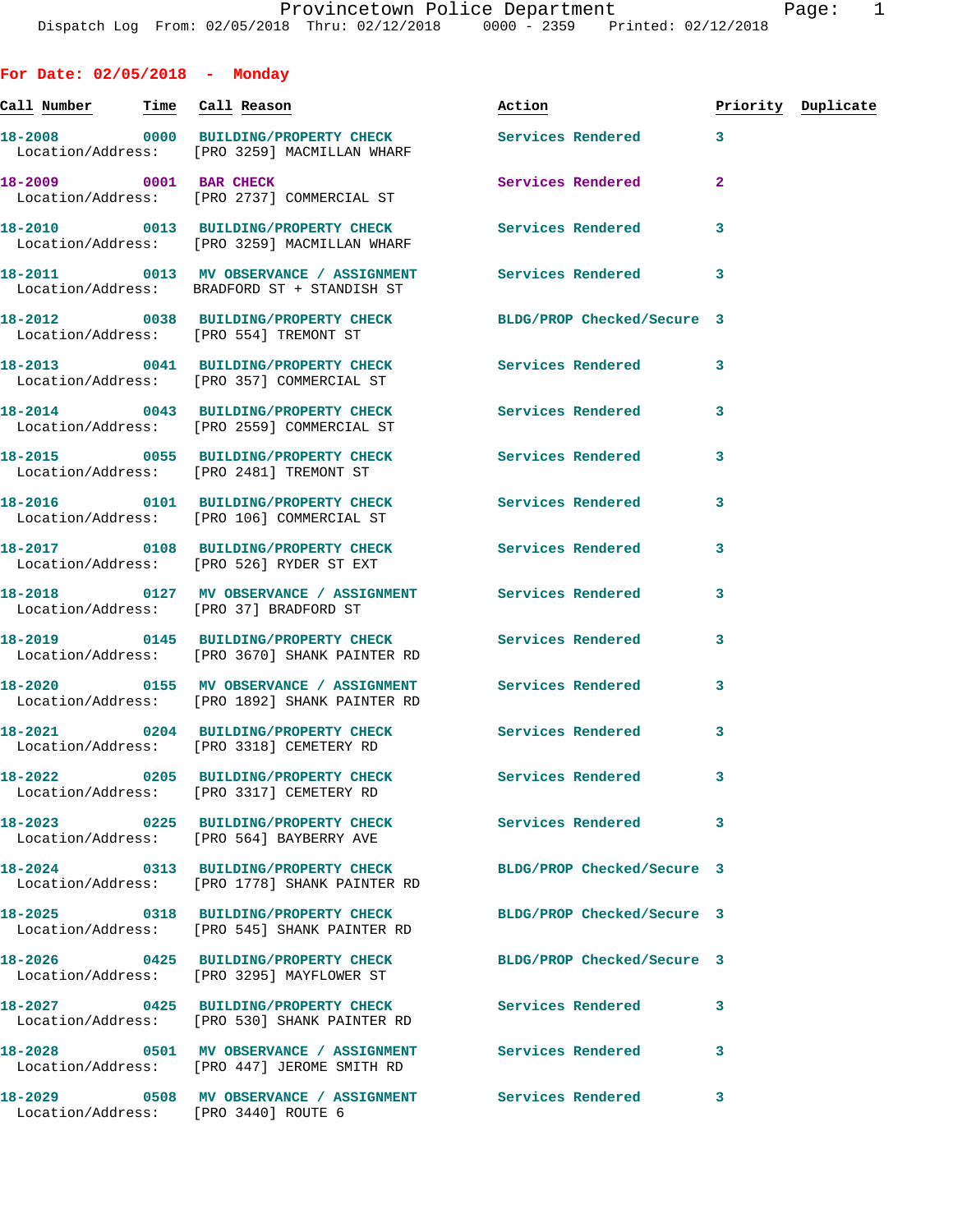**For Date: 02/05/2018 - Monday**

| Call Number | Time | Call Reason | Action | Priority | Duplicate |
|---|---|---|---|---|---|
| 18-2008 | 0000 | BUILDING/PROPERTY CHECK<br>Location/Address: [PRO 3259] MACMILLAN WHARF | Services Rendered | 3 | |
| 18-2009 | 0001 | BAR CHECK<br>Location/Address: [PRO 2737] COMMERCIAL ST | Services Rendered | 2 | |
| 18-2010 | 0013 | BUILDING/PROPERTY CHECK<br>Location/Address: [PRO 3259] MACMILLAN WHARF | Services Rendered | 3 | |
| 18-2011 | 0013 | MV OBSERVANCE / ASSIGNMENT<br>Location/Address: BRADFORD ST + STANDISH ST | Services Rendered | 3 | |
| 18-2012 | 0038 | BUILDING/PROPERTY CHECK<br>Location/Address: [PRO 554] TREMONT ST | BLDG/PROP Checked/Secure | 3 | |
| 18-2013 | 0041 | BUILDING/PROPERTY CHECK<br>Location/Address: [PRO 357] COMMERCIAL ST | Services Rendered | 3 | |
| 18-2014 | 0043 | BUILDING/PROPERTY CHECK<br>Location/Address: [PRO 2559] COMMERCIAL ST | Services Rendered | 3 | |
| 18-2015 | 0055 | BUILDING/PROPERTY CHECK<br>Location/Address: [PRO 2481] TREMONT ST | Services Rendered | 3 | |
| 18-2016 | 0101 | BUILDING/PROPERTY CHECK<br>Location/Address: [PRO 106] COMMERCIAL ST | Services Rendered | 3 | |
| 18-2017 | 0108 | BUILDING/PROPERTY CHECK<br>Location/Address: [PRO 526] RYDER ST EXT | Services Rendered | 3 | |
| 18-2018 | 0127 | MV OBSERVANCE / ASSIGNMENT<br>Location/Address: [PRO 37] BRADFORD ST | Services Rendered | 3 | |
| 18-2019 | 0145 | BUILDING/PROPERTY CHECK<br>Location/Address: [PRO 3670] SHANK PAINTER RD | Services Rendered | 3 | |
| 18-2020 | 0155 | MV OBSERVANCE / ASSIGNMENT<br>Location/Address: [PRO 1892] SHANK PAINTER RD | Services Rendered | 3 | |
| 18-2021 | 0204 | BUILDING/PROPERTY CHECK<br>Location/Address: [PRO 3318] CEMETERY RD | Services Rendered | 3 | |
| 18-2022 | 0205 | BUILDING/PROPERTY CHECK<br>Location/Address: [PRO 3317] CEMETERY RD | Services Rendered | 3 | |
| 18-2023 | 0225 | BUILDING/PROPERTY CHECK<br>Location/Address: [PRO 564] BAYBERRY AVE | Services Rendered | 3 | |
| 18-2024 | 0313 | BUILDING/PROPERTY CHECK<br>Location/Address: [PRO 1778] SHANK PAINTER RD | BLDG/PROP Checked/Secure | 3 | |
| 18-2025 | 0318 | BUILDING/PROPERTY CHECK<br>Location/Address: [PRO 545] SHANK PAINTER RD | BLDG/PROP Checked/Secure | 3 | |
| 18-2026 | 0425 | BUILDING/PROPERTY CHECK<br>Location/Address: [PRO 3295] MAYFLOWER ST | BLDG/PROP Checked/Secure | 3 | |
| 18-2027 | 0425 | BUILDING/PROPERTY CHECK<br>Location/Address: [PRO 530] SHANK PAINTER RD | Services Rendered | 3 | |
| 18-2028 | 0501 | MV OBSERVANCE / ASSIGNMENT<br>Location/Address: [PRO 447] JEROME SMITH RD | Services Rendered | 3 | |
| 18-2029 | 0508 | MV OBSERVANCE / ASSIGNMENT<br>Location/Address: [PRO 3440] ROUTE 6 | Services Rendered | 3 | |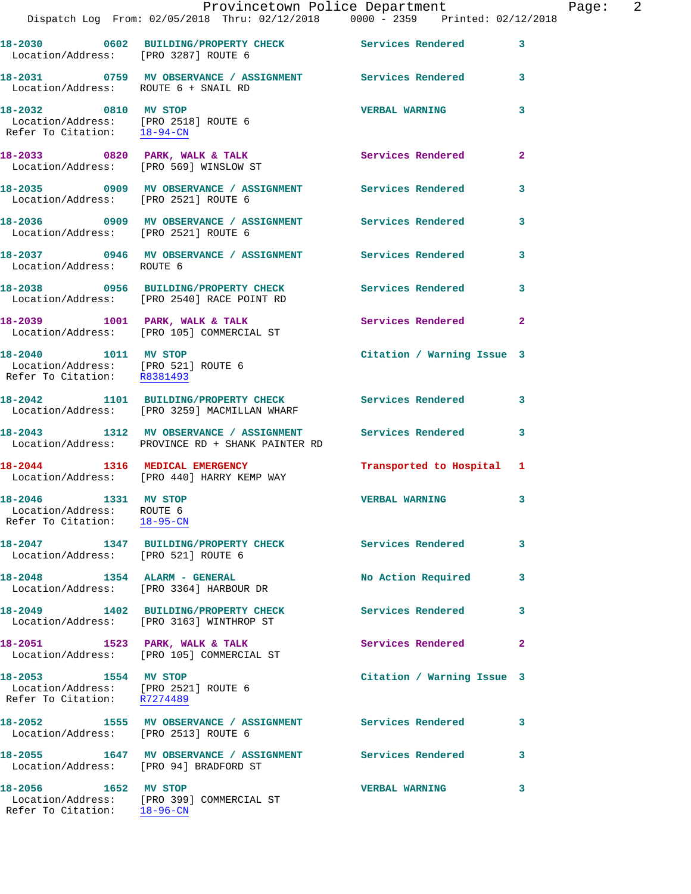18-2030 0602 BUILDING/PROPERTY CHECK Services Rendered 3
Location/Address: [PRO 3287] ROUTE 6

18-2031 0759 MV OBSERVANCE / ASSIGNMENT Services Rendered 3
Location/Address: ROUTE 6 + SNAIL RD

18-2032 0810 MV STOP VERBAL WARNING 3
Location/Address: [PRO 2518] ROUTE 6
Refer To Citation: 18-94-CN

18-2033 0820 PARK, WALK & TALK Services Rendered 2
Location/Address: [PRO 569] WINSLOW ST

18-2035 0909 MV OBSERVANCE / ASSIGNMENT Services Rendered 3
Location/Address: [PRO 2521] ROUTE 6

18-2036 0909 MV OBSERVANCE / ASSIGNMENT Services Rendered 3
Location/Address: [PRO 2521] ROUTE 6

18-2037 0946 MV OBSERVANCE / ASSIGNMENT Services Rendered 3
Location/Address: ROUTE 6

18-2038 0956 BUILDING/PROPERTY CHECK Services Rendered 3
Location/Address: [PRO 2540] RACE POINT RD

18-2039 1001 PARK, WALK & TALK Services Rendered 2
Location/Address: [PRO 105] COMMERCIAL ST

18-2040 1011 MV STOP Citation / Warning Issue 3
Location/Address: [PRO 521] ROUTE 6
Refer To Citation: R8381493

18-2042 1101 BUILDING/PROPERTY CHECK Services Rendered 3
Location/Address: [PRO 3259] MACMILLAN WHARF

18-2043 1312 MV OBSERVANCE / ASSIGNMENT Services Rendered 3
Location/Address: PROVINCE RD + SHANK PAINTER RD

18-2044 1316 MEDICAL EMERGENCY Transported to Hospital 1
Location/Address: [PRO 440] HARRY KEMP WAY

18-2046 1331 MV STOP VERBAL WARNING 3
Location/Address: ROUTE 6
Refer To Citation: 18-95-CN

18-2047 1347 BUILDING/PROPERTY CHECK Services Rendered 3
Location/Address: [PRO 521] ROUTE 6

18-2048 1354 ALARM - GENERAL No Action Required 3
Location/Address: [PRO 3364] HARBOUR DR

18-2049 1402 BUILDING/PROPERTY CHECK Services Rendered 3
Location/Address: [PRO 3163] WINTHROP ST

18-2051 1523 PARK, WALK & TALK Services Rendered 2
Location/Address: [PRO 105] COMMERCIAL ST

18-2053 1554 MV STOP Citation / Warning Issue 3
Location/Address: [PRO 2521] ROUTE 6
Refer To Citation: R7274489

18-2052 1555 MV OBSERVANCE / ASSIGNMENT Services Rendered 3
Location/Address: [PRO 2513] ROUTE 6

18-2055 1647 MV OBSERVANCE / ASSIGNMENT Services Rendered 3
Location/Address: [PRO 94] BRADFORD ST

18-2056 1652 MV STOP VERBAL WARNING 3
Location/Address: [PRO 399] COMMERCIAL ST
Refer To Citation: 18-96-CN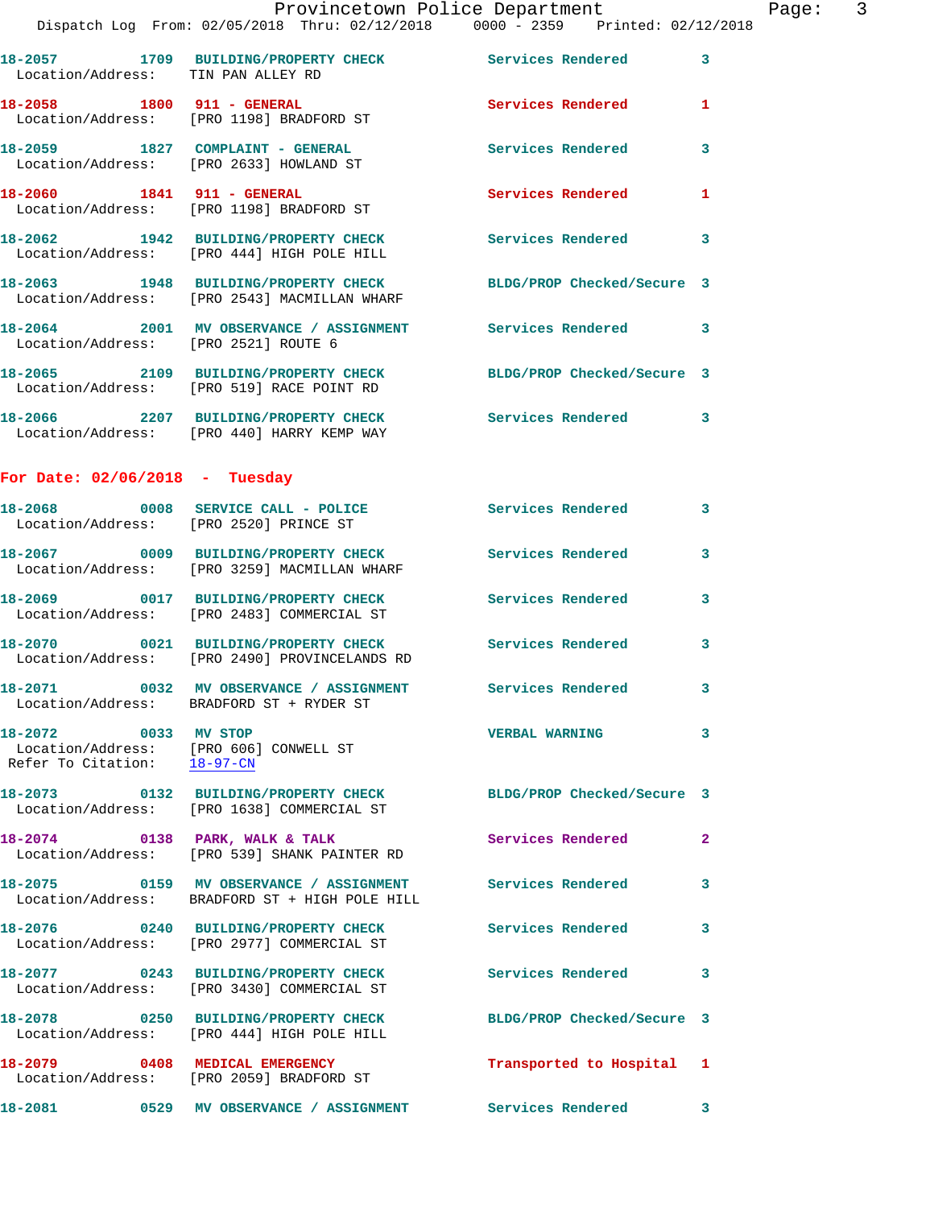18-2057 1709 BUILDING/PROPERTY CHECK Services Rendered 3
Location/Address: TIN PAN ALLEY RD

18-2058 1800 911 - GENERAL Services Rendered 1
Location/Address: [PRO 1198] BRADFORD ST

18-2059 1827 COMPLAINT - GENERAL Services Rendered 3
Location/Address: [PRO 2633] HOWLAND ST

18-2060 1841 911 - GENERAL Services Rendered 1
Location/Address: [PRO 1198] BRADFORD ST

18-2062 1942 BUILDING/PROPERTY CHECK Services Rendered 3
Location/Address: [PRO 444] HIGH POLE HILL

18-2063 1948 BUILDING/PROPERTY CHECK BLDG/PROP Checked/Secure 3
Location/Address: [PRO 2543] MACMILLAN WHARF

18-2064 2001 MV OBSERVANCE / ASSIGNMENT Services Rendered 3
Location/Address: [PRO 2521] ROUTE 6

18-2065 2109 BUILDING/PROPERTY CHECK BLDG/PROP Checked/Secure 3
Location/Address: [PRO 519] RACE POINT RD

18-2066 2207 BUILDING/PROPERTY CHECK Services Rendered 3
Location/Address: [PRO 440] HARRY KEMP WAY

## For Date: 02/06/2018 - Tuesday

18-2068 0008 SERVICE CALL - POLICE Services Rendered 3
Location/Address: [PRO 2520] PRINCE ST

18-2067 0009 BUILDING/PROPERTY CHECK Services Rendered 3
Location/Address: [PRO 3259] MACMILLAN WHARF

18-2069 0017 BUILDING/PROPERTY CHECK Services Rendered 3
Location/Address: [PRO 2483] COMMERCIAL ST

18-2070 0021 BUILDING/PROPERTY CHECK Services Rendered 3
Location/Address: [PRO 2490] PROVINCELANDS RD

18-2071 0032 MV OBSERVANCE / ASSIGNMENT Services Rendered 3
Location/Address: BRADFORD ST + RYDER ST

18-2072 0033 MV STOP VERBAL WARNING 3
Location/Address: [PRO 606] CONWELL ST
Refer To Citation: 18-97-CN

18-2073 0132 BUILDING/PROPERTY CHECK BLDG/PROP Checked/Secure 3
Location/Address: [PRO 1638] COMMERCIAL ST

18-2074 0138 PARK, WALK & TALK Services Rendered 2
Location/Address: [PRO 539] SHANK PAINTER RD

18-2075 0159 MV OBSERVANCE / ASSIGNMENT Services Rendered 3
Location/Address: BRADFORD ST + HIGH POLE HILL

18-2076 0240 BUILDING/PROPERTY CHECK Services Rendered 3
Location/Address: [PRO 2977] COMMERCIAL ST

18-2077 0243 BUILDING/PROPERTY CHECK Services Rendered 3
Location/Address: [PRO 3430] COMMERCIAL ST

18-2078 0250 BUILDING/PROPERTY CHECK BLDG/PROP Checked/Secure 3
Location/Address: [PRO 444] HIGH POLE HILL

18-2079 0408 MEDICAL EMERGENCY Transported to Hospital 1
Location/Address: [PRO 2059] BRADFORD ST

18-2081 0529 MV OBSERVANCE / ASSIGNMENT Services Rendered 3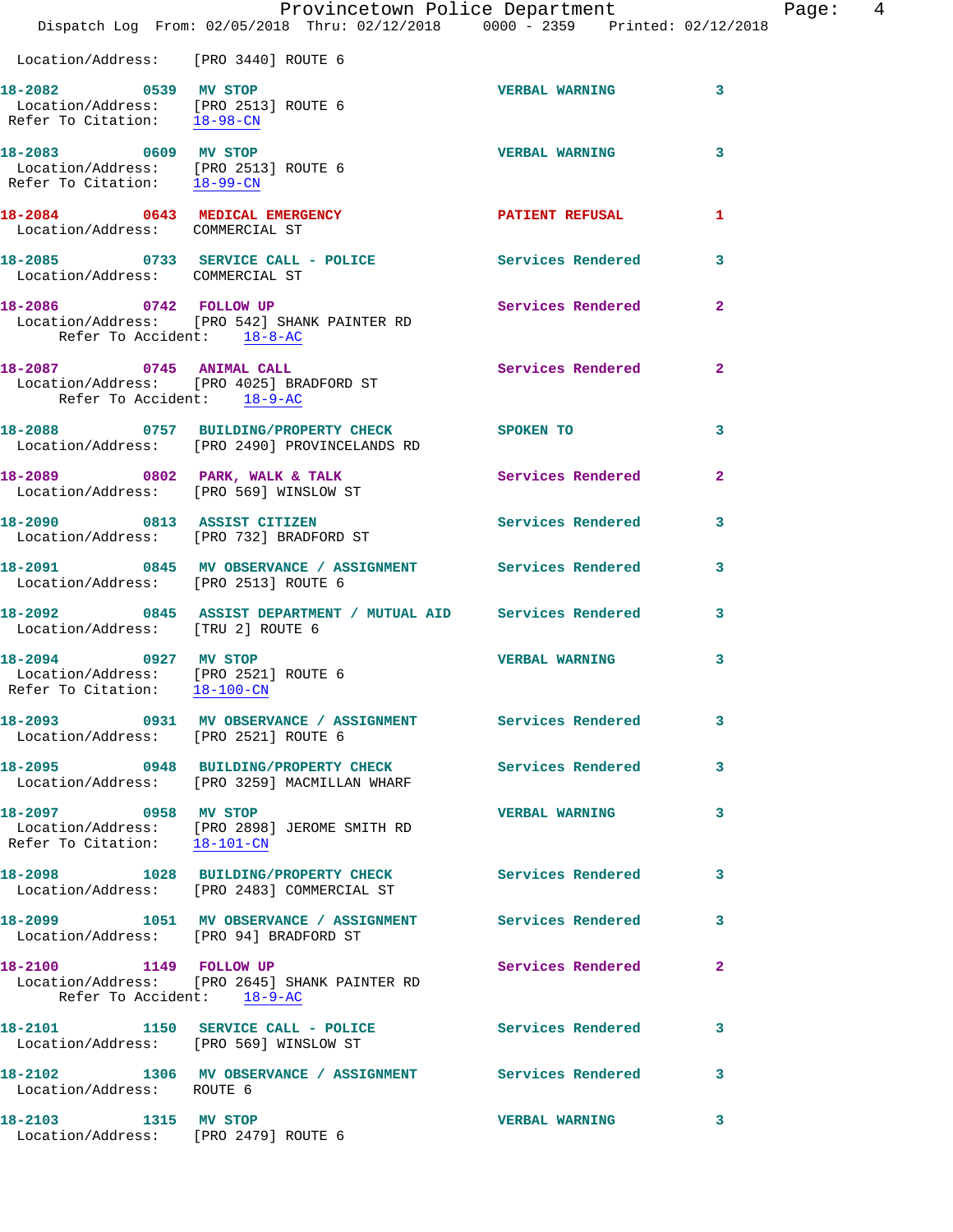Location/Address: [PRO 3440] ROUTE 6

**18-2082** 0539 **MV STOP** VERBAL WARNING 3
Location/Address: [PRO 2513] ROUTE 6
Refer To Citation: 18-98-CN

**18-2083** 0609 **MV STOP** VERBAL WARNING 3
Location/Address: [PRO 2513] ROUTE 6
Refer To Citation: 18-99-CN

**18-2084** 0643 **MEDICAL EMERGENCY** PATIENT REFUSAL 1
Location/Address: COMMERCIAL ST

**18-2085** 0733 **SERVICE CALL - POLICE** Services Rendered 3
Location/Address: COMMERCIAL ST

**18-2086** 0742 **FOLLOW UP** Services Rendered 2
Location/Address: [PRO 542] SHANK PAINTER RD
Refer To Accident: 18-8-AC

**18-2087** 0745 **ANIMAL CALL** Services Rendered 2
Location/Address: [PRO 4025] BRADFORD ST
Refer To Accident: 18-9-AC

**18-2088** 0757 **BUILDING/PROPERTY CHECK** SPOKEN TO 3
Location/Address: [PRO 2490] PROVINCELANDS RD

**18-2089** 0802 **PARK, WALK & TALK** Services Rendered 2
Location/Address: [PRO 569] WINSLOW ST

**18-2090** 0813 **ASSIST CITIZEN** Services Rendered 3
Location/Address: [PRO 732] BRADFORD ST

**18-2091** 0845 **MV OBSERVANCE / ASSIGNMENT** Services Rendered 3
Location/Address: [PRO 2513] ROUTE 6

**18-2092** 0845 **ASSIST DEPARTMENT / MUTUAL AID** Services Rendered 3
Location/Address: [TRU 2] ROUTE 6

**18-2094** 0927 **MV STOP** VERBAL WARNING 3
Location/Address: [PRO 2521] ROUTE 6
Refer To Citation: 18-100-CN

**18-2093** 0931 **MV OBSERVANCE / ASSIGNMENT** Services Rendered 3
Location/Address: [PRO 2521] ROUTE 6

**18-2095** 0948 **BUILDING/PROPERTY CHECK** Services Rendered 3
Location/Address: [PRO 3259] MACMILLAN WHARF

**18-2097** 0958 **MV STOP** VERBAL WARNING 3
Location/Address: [PRO 2898] JEROME SMITH RD
Refer To Citation: 18-101-CN

**18-2098** 1028 **BUILDING/PROPERTY CHECK** Services Rendered 3
Location/Address: [PRO 2483] COMMERCIAL ST

**18-2099** 1051 **MV OBSERVANCE / ASSIGNMENT** Services Rendered 3
Location/Address: [PRO 94] BRADFORD ST

**18-2100** 1149 **FOLLOW UP** Services Rendered 2
Location/Address: [PRO 2645] SHANK PAINTER RD
Refer To Accident: 18-9-AC

**18-2101** 1150 **SERVICE CALL - POLICE** Services Rendered 3
Location/Address: [PRO 569] WINSLOW ST

**18-2102** 1306 **MV OBSERVANCE / ASSIGNMENT** Services Rendered 3
Location/Address: ROUTE 6

**18-2103** 1315 **MV STOP** VERBAL WARNING 3
Location/Address: [PRO 2479] ROUTE 6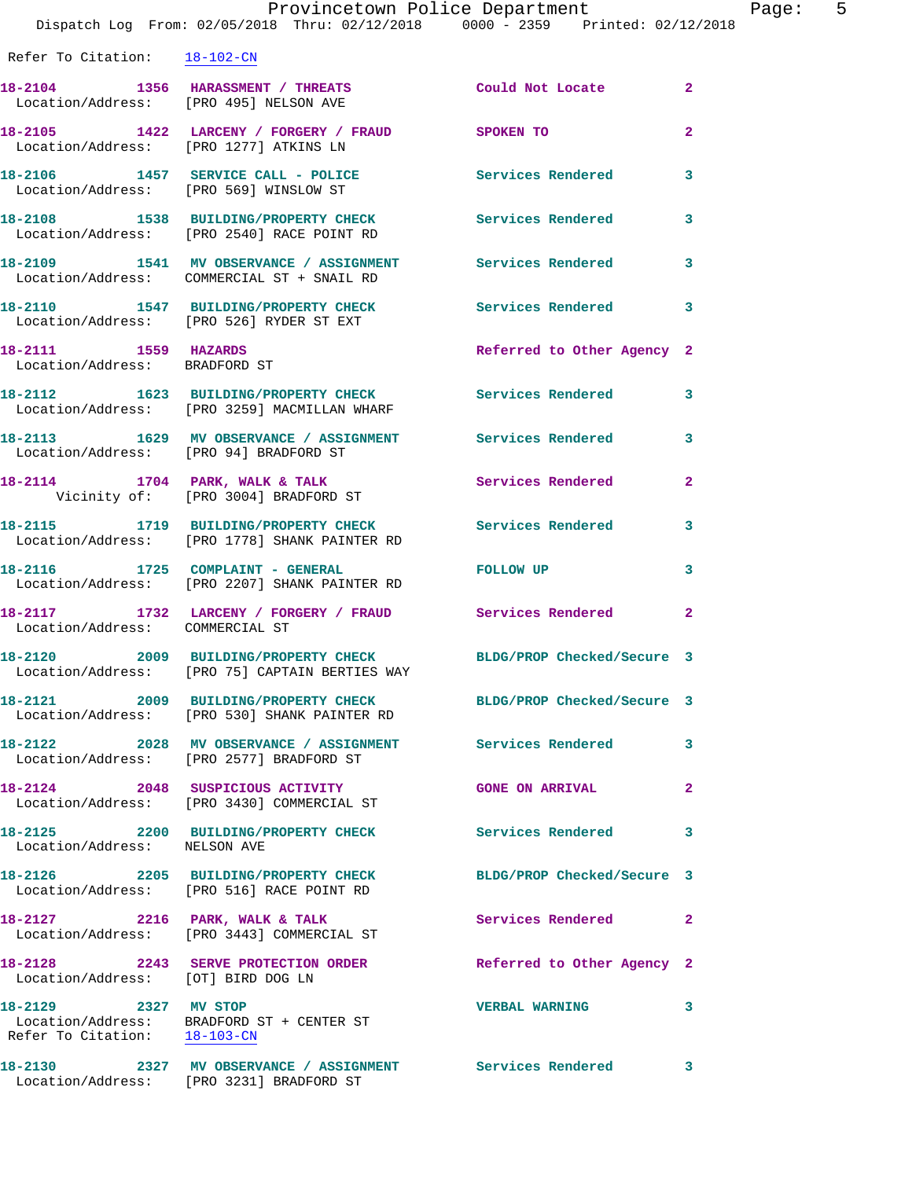Refer To Citation: 18-102-CN

| Call # | Time | Call Reason | Action | Priority |
|---|---|---|---|---|
| 18-2104 | 1356 | HARASSMENT / THREATS | Could Not Locate | 2 |
| | | Location/Address: [PRO 495] NELSON AVE | | |
| 18-2105 | 1422 | LARCENY / FORGERY / FRAUD | SPOKEN TO | 2 |
| | | Location/Address: [PRO 1277] ATKINS LN | | |
| 18-2106 | 1457 | SERVICE CALL - POLICE | Services Rendered | 3 |
| | | Location/Address: [PRO 569] WINSLOW ST | | |
| 18-2108 | 1538 | BUILDING/PROPERTY CHECK | Services Rendered | 3 |
| | | Location/Address: [PRO 2540] RACE POINT RD | | |
| 18-2109 | 1541 | MV OBSERVANCE / ASSIGNMENT | Services Rendered | 3 |
| | | Location/Address: COMMERCIAL ST + SNAIL RD | | |
| 18-2110 | 1547 | BUILDING/PROPERTY CHECK | Services Rendered | 3 |
| | | Location/Address: [PRO 526] RYDER ST EXT | | |
| 18-2111 | 1559 | HAZARDS | Referred to Other Agency | 2 |
| | | Location/Address: BRADFORD ST | | |
| 18-2112 | 1623 | BUILDING/PROPERTY CHECK | Services Rendered | 3 |
| | | Location/Address: [PRO 3259] MACMILLAN WHARF | | |
| 18-2113 | 1629 | MV OBSERVANCE / ASSIGNMENT | Services Rendered | 3 |
| | | Location/Address: [PRO 94] BRADFORD ST | | |
| 18-2114 | 1704 | PARK, WALK & TALK | Services Rendered | 2 |
| | | Vicinity of: [PRO 3004] BRADFORD ST | | |
| 18-2115 | 1719 | BUILDING/PROPERTY CHECK | Services Rendered | 3 |
| | | Location/Address: [PRO 1778] SHANK PAINTER RD | | |
| 18-2116 | 1725 | COMPLAINT - GENERAL | FOLLOW UP | 3 |
| | | Location/Address: [PRO 2207] SHANK PAINTER RD | | |
| 18-2117 | 1732 | LARCENY / FORGERY / FRAUD | Services Rendered | 2 |
| | | Location/Address: COMMERCIAL ST | | |
| 18-2120 | 2009 | BUILDING/PROPERTY CHECK | BLDG/PROP Checked/Secure | 3 |
| | | Location/Address: [PRO 75] CAPTAIN BERTIES WAY | | |
| 18-2121 | 2009 | BUILDING/PROPERTY CHECK | BLDG/PROP Checked/Secure | 3 |
| | | Location/Address: [PRO 530] SHANK PAINTER RD | | |
| 18-2122 | 2028 | MV OBSERVANCE / ASSIGNMENT | Services Rendered | 3 |
| | | Location/Address: [PRO 2577] BRADFORD ST | | |
| 18-2124 | 2048 | SUSPICIOUS ACTIVITY | GONE ON ARRIVAL | 2 |
| | | Location/Address: [PRO 3430] COMMERCIAL ST | | |
| 18-2125 | 2200 | BUILDING/PROPERTY CHECK | Services Rendered | 3 |
| | | Location/Address: NELSON AVE | | |
| 18-2126 | 2205 | BUILDING/PROPERTY CHECK | BLDG/PROP Checked/Secure | 3 |
| | | Location/Address: [PRO 516] RACE POINT RD | | |
| 18-2127 | 2216 | PARK, WALK & TALK | Services Rendered | 2 |
| | | Location/Address: [PRO 3443] COMMERCIAL ST | | |
| 18-2128 | 2243 | SERVE PROTECTION ORDER | Referred to Other Agency | 2 |
| | | Location/Address: [OT] BIRD DOG LN | | |
| 18-2129 | 2327 | MV STOP | VERBAL WARNING | 3 |
| | | Location/Address: BRADFORD ST + CENTER ST | | |
| | | Refer To Citation: 18-103-CN | | |
| 18-2130 | 2327 | MV OBSERVANCE / ASSIGNMENT | Services Rendered | 3 |
| | | Location/Address: [PRO 3231] BRADFORD ST | | |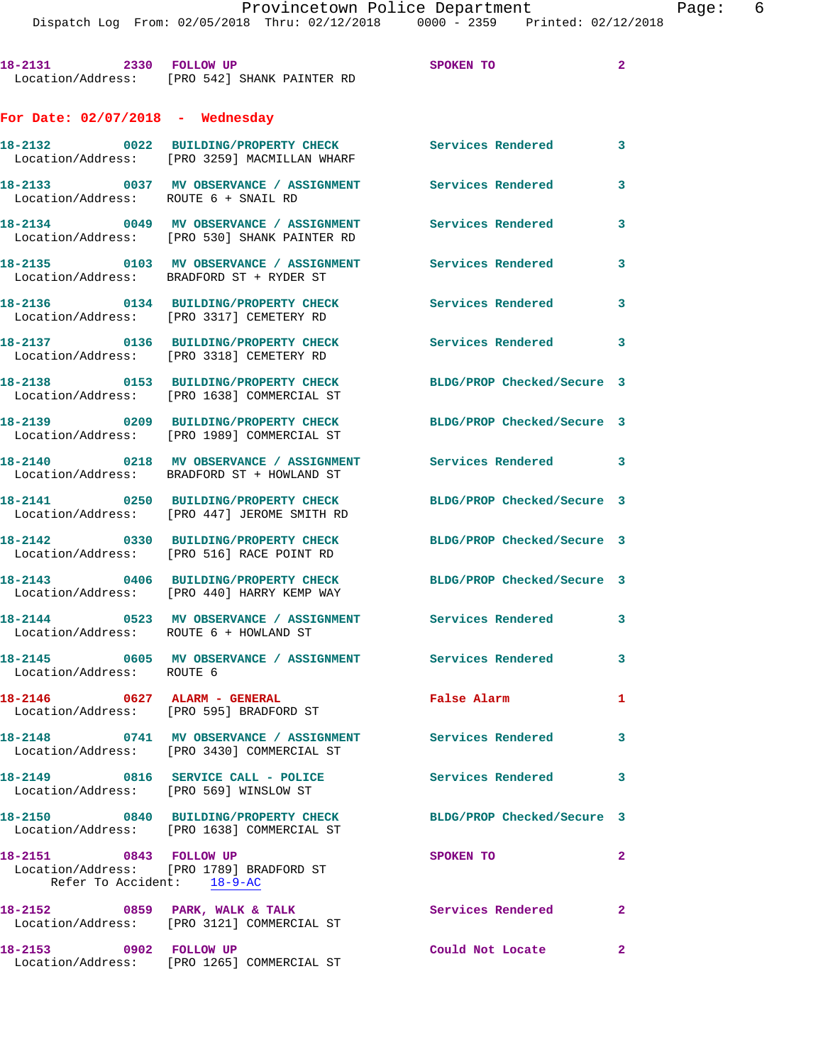18-2131 2330 FOLLOW UP SPOKEN TO 2
Location/Address: [PRO 542] SHANK PAINTER RD

## For Date: 02/07/2018 - Wednesday

18-2132 0022 BUILDING/PROPERTY CHECK Services Rendered 3
Location/Address: [PRO 3259] MACMILLAN WHARF

18-2133 0037 MV OBSERVANCE / ASSIGNMENT Services Rendered 3
Location/Address: ROUTE 6 + SNAIL RD

18-2134 0049 MV OBSERVANCE / ASSIGNMENT Services Rendered 3
Location/Address: [PRO 530] SHANK PAINTER RD

18-2135 0103 MV OBSERVANCE / ASSIGNMENT Services Rendered 3
Location/Address: BRADFORD ST + RYDER ST

18-2136 0134 BUILDING/PROPERTY CHECK Services Rendered 3
Location/Address: [PRO 3317] CEMETERY RD

18-2137 0136 BUILDING/PROPERTY CHECK Services Rendered 3
Location/Address: [PRO 3318] CEMETERY RD

18-2138 0153 BUILDING/PROPERTY CHECK BLDG/PROP Checked/Secure 3
Location/Address: [PRO 1638] COMMERCIAL ST

18-2139 0209 BUILDING/PROPERTY CHECK BLDG/PROP Checked/Secure 3
Location/Address: [PRO 1989] COMMERCIAL ST

18-2140 0218 MV OBSERVANCE / ASSIGNMENT Services Rendered 3
Location/Address: BRADFORD ST + HOWLAND ST

18-2141 0250 BUILDING/PROPERTY CHECK BLDG/PROP Checked/Secure 3
Location/Address: [PRO 447] JEROME SMITH RD

18-2142 0330 BUILDING/PROPERTY CHECK BLDG/PROP Checked/Secure 3
Location/Address: [PRO 516] RACE POINT RD

18-2143 0406 BUILDING/PROPERTY CHECK BLDG/PROP Checked/Secure 3
Location/Address: [PRO 440] HARRY KEMP WAY

18-2144 0523 MV OBSERVANCE / ASSIGNMENT Services Rendered 3
Location/Address: ROUTE 6 + HOWLAND ST

18-2145 0605 MV OBSERVANCE / ASSIGNMENT Services Rendered 3
Location/Address: ROUTE 6

18-2146 0627 ALARM - GENERAL False Alarm 1
Location/Address: [PRO 595] BRADFORD ST

18-2148 0741 MV OBSERVANCE / ASSIGNMENT Services Rendered 3
Location/Address: [PRO 3430] COMMERCIAL ST

18-2149 0816 SERVICE CALL - POLICE Services Rendered 3
Location/Address: [PRO 569] WINSLOW ST

18-2150 0840 BUILDING/PROPERTY CHECK BLDG/PROP Checked/Secure 3
Location/Address: [PRO 1638] COMMERCIAL ST

18-2151 0843 FOLLOW UP SPOKEN TO 2
Location/Address: [PRO 1789] BRADFORD ST
Refer To Accident: 18-9-AC

18-2152 0859 PARK, WALK & TALK Services Rendered 2
Location/Address: [PRO 3121] COMMERCIAL ST

18-2153 0902 FOLLOW UP Could Not Locate 2
Location/Address: [PRO 1265] COMMERCIAL ST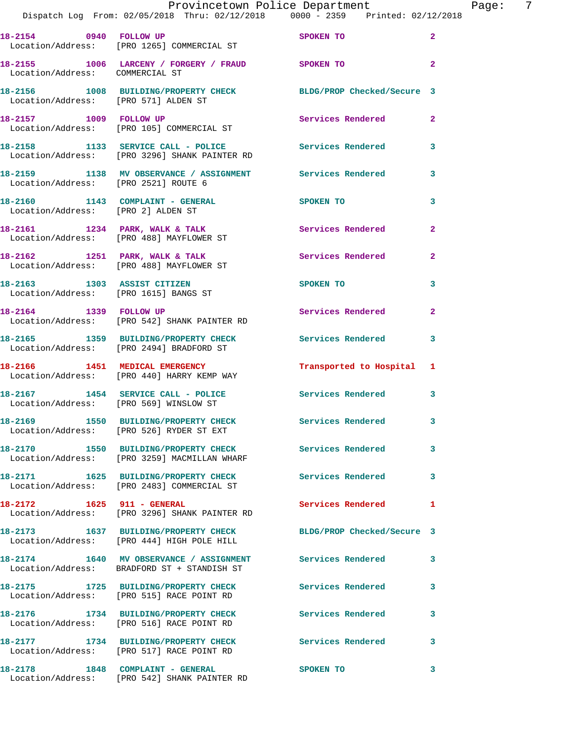18-2154 0940 FOLLOW UP SPOKEN TO 2
Location/Address: [PRO 1265] COMMERCIAL ST

18-2155 1006 LARCENY / FORGERY / FRAUD SPOKEN TO 2
Location/Address: COMMERCIAL ST

18-2156 1008 BUILDING/PROPERTY CHECK BLDG/PROP Checked/Secure 3
Location/Address: [PRO 571] ALDEN ST

18-2157 1009 FOLLOW UP Services Rendered 2
Location/Address: [PRO 105] COMMERCIAL ST

18-2158 1133 SERVICE CALL - POLICE Services Rendered 3
Location/Address: [PRO 3296] SHANK PAINTER RD

18-2159 1138 MV OBSERVANCE / ASSIGNMENT Services Rendered 3
Location/Address: [PRO 2521] ROUTE 6

18-2160 1143 COMPLAINT - GENERAL SPOKEN TO 3
Location/Address: [PRO 2] ALDEN ST

18-2161 1234 PARK, WALK & TALK Services Rendered 2
Location/Address: [PRO 488] MAYFLOWER ST

18-2162 1251 PARK, WALK & TALK Services Rendered 2
Location/Address: [PRO 488] MAYFLOWER ST

18-2163 1303 ASSIST CITIZEN SPOKEN TO 3
Location/Address: [PRO 1615] BANGS ST

18-2164 1339 FOLLOW UP Services Rendered 2
Location/Address: [PRO 542] SHANK PAINTER RD

18-2165 1359 BUILDING/PROPERTY CHECK Services Rendered 3
Location/Address: [PRO 2494] BRADFORD ST

18-2166 1451 MEDICAL EMERGENCY Transported to Hospital 1
Location/Address: [PRO 440] HARRY KEMP WAY

18-2167 1454 SERVICE CALL - POLICE Services Rendered 3
Location/Address: [PRO 569] WINSLOW ST

18-2169 1550 BUILDING/PROPERTY CHECK Services Rendered 3
Location/Address: [PRO 526] RYDER ST EXT

18-2170 1550 BUILDING/PROPERTY CHECK Services Rendered 3
Location/Address: [PRO 3259] MACMILLAN WHARF

18-2171 1625 BUILDING/PROPERTY CHECK Services Rendered 3
Location/Address: [PRO 2483] COMMERCIAL ST

18-2172 1625 911 - GENERAL Services Rendered 1
Location/Address: [PRO 3296] SHANK PAINTER RD

18-2173 1637 BUILDING/PROPERTY CHECK BLDG/PROP Checked/Secure 3
Location/Address: [PRO 444] HIGH POLE HILL

18-2174 1640 MV OBSERVANCE / ASSIGNMENT Services Rendered 3
Location/Address: BRADFORD ST + STANDISH ST

18-2175 1725 BUILDING/PROPERTY CHECK Services Rendered 3
Location/Address: [PRO 515] RACE POINT RD

18-2176 1734 BUILDING/PROPERTY CHECK Services Rendered 3
Location/Address: [PRO 516] RACE POINT RD

18-2177 1734 BUILDING/PROPERTY CHECK Services Rendered 3
Location/Address: [PRO 517] RACE POINT RD

18-2178 1848 COMPLAINT - GENERAL SPOKEN TO 3
Location/Address: [PRO 542] SHANK PAINTER RD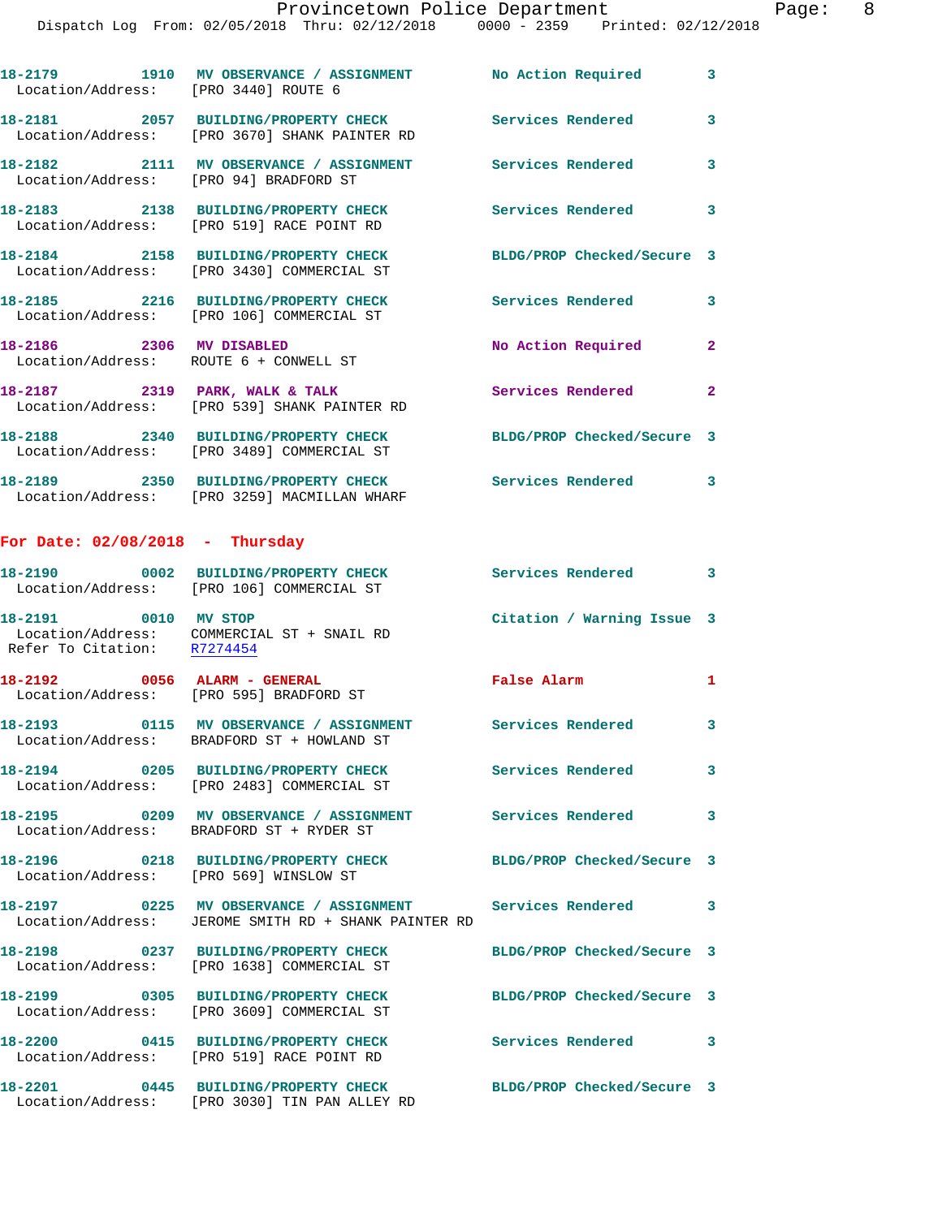18-2179 1910 **MV OBSERVANCE / ASSIGNMENT** No Action Required 3
Location/Address: [PRO 3440] ROUTE 6

18-2181 2057 **BUILDING/PROPERTY CHECK** Services Rendered 3
Location/Address: [PRO 3670] SHANK PAINTER RD

18-2182 2111 **MV OBSERVANCE / ASSIGNMENT** Services Rendered 3
Location/Address: [PRO 94] BRADFORD ST

18-2183 2138 **BUILDING/PROPERTY CHECK** Services Rendered 3
Location/Address: [PRO 519] RACE POINT RD

18-2184 2158 **BUILDING/PROPERTY CHECK** BLDG/PROP Checked/Secure 3
Location/Address: [PRO 3430] COMMERCIAL ST

18-2185 2216 **BUILDING/PROPERTY CHECK** Services Rendered 3
Location/Address: [PRO 106] COMMERCIAL ST

18-2186 2306 **MV DISABLED** No Action Required 2
Location/Address: ROUTE 6 + CONWELL ST

18-2187 2319 **PARK, WALK & TALK** Services Rendered 2
Location/Address: [PRO 539] SHANK PAINTER RD

18-2188 2340 **BUILDING/PROPERTY CHECK** BLDG/PROP Checked/Secure 3
Location/Address: [PRO 3489] COMMERCIAL ST

18-2189 2350 **BUILDING/PROPERTY CHECK** Services Rendered 3
Location/Address: [PRO 3259] MACMILLAN WHARF

## For Date: 02/08/2018 - Thursday

18-2190 0002 **BUILDING/PROPERTY CHECK** Services Rendered 3
Location/Address: [PRO 106] COMMERCIAL ST

18-2191 0010 **MV STOP** Citation / Warning Issue 3
Location/Address: COMMERCIAL ST + SNAIL RD
Refer To Citation: R7274454

18-2192 0056 **ALARM - GENERAL** False Alarm 1
Location/Address: [PRO 595] BRADFORD ST

18-2193 0115 **MV OBSERVANCE / ASSIGNMENT** Services Rendered 3
Location/Address: BRADFORD ST + HOWLAND ST

18-2194 0205 **BUILDING/PROPERTY CHECK** Services Rendered 3
Location/Address: [PRO 2483] COMMERCIAL ST

18-2195 0209 **MV OBSERVANCE / ASSIGNMENT** Services Rendered 3
Location/Address: BRADFORD ST + RYDER ST

18-2196 0218 **BUILDING/PROPERTY CHECK** BLDG/PROP Checked/Secure 3
Location/Address: [PRO 569] WINSLOW ST

18-2197 0225 **MV OBSERVANCE / ASSIGNMENT** Services Rendered 3
Location/Address: JEROME SMITH RD + SHANK PAINTER RD

18-2198 0237 **BUILDING/PROPERTY CHECK** BLDG/PROP Checked/Secure 3
Location/Address: [PRO 1638] COMMERCIAL ST

18-2199 0305 **BUILDING/PROPERTY CHECK** BLDG/PROP Checked/Secure 3
Location/Address: [PRO 3609] COMMERCIAL ST

18-2200 0415 **BUILDING/PROPERTY CHECK** Services Rendered 3
Location/Address: [PRO 519] RACE POINT RD

18-2201 0445 **BUILDING/PROPERTY CHECK** BLDG/PROP Checked/Secure 3
Location/Address: [PRO 3030] TIN PAN ALLEY RD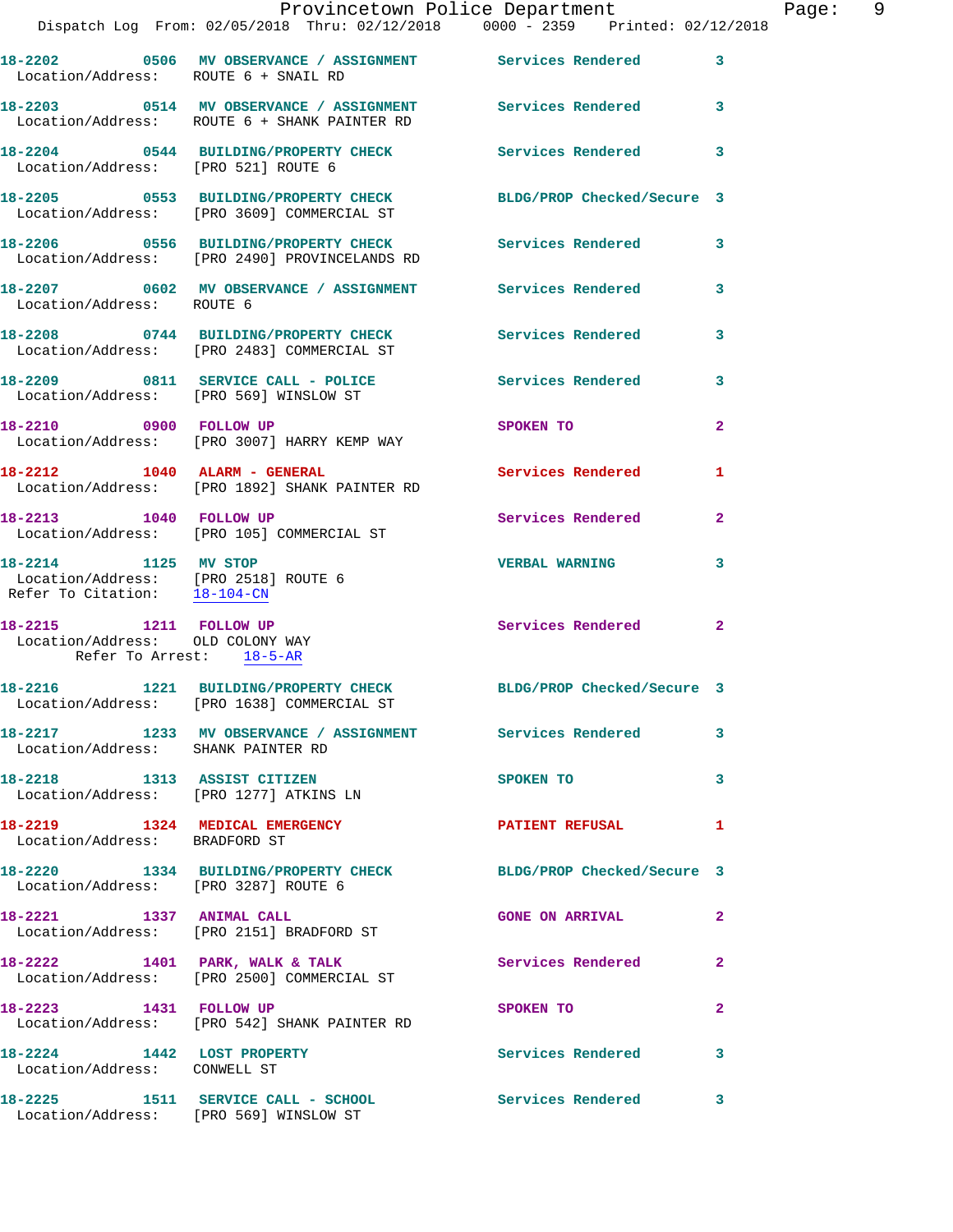18-2202 0506 MV OBSERVANCE / ASSIGNMENT Services Rendered 3
Location/Address: ROUTE 6 + SNAIL RD

18-2203 0514 MV OBSERVANCE / ASSIGNMENT Services Rendered 3
Location/Address: ROUTE 6 + SHANK PAINTER RD

18-2204 0544 BUILDING/PROPERTY CHECK Services Rendered 3
Location/Address: [PRO 521] ROUTE 6

18-2205 0553 BUILDING/PROPERTY CHECK BLDG/PROP Checked/Secure 3
Location/Address: [PRO 3609] COMMERCIAL ST

18-2206 0556 BUILDING/PROPERTY CHECK Services Rendered 3
Location/Address: [PRO 2490] PROVINCELANDS RD

18-2207 0602 MV OBSERVANCE / ASSIGNMENT Services Rendered 3
Location/Address: ROUTE 6

18-2208 0744 BUILDING/PROPERTY CHECK Services Rendered 3
Location/Address: [PRO 2483] COMMERCIAL ST

18-2209 0811 SERVICE CALL - POLICE Services Rendered 3
Location/Address: [PRO 569] WINSLOW ST

18-2210 0900 FOLLOW UP SPOKEN TO 2
Location/Address: [PRO 3007] HARRY KEMP WAY

18-2212 1040 ALARM - GENERAL Services Rendered 1
Location/Address: [PRO 1892] SHANK PAINTER RD

18-2213 1040 FOLLOW UP Services Rendered 2
Location/Address: [PRO 105] COMMERCIAL ST

18-2214 1125 MV STOP VERBAL WARNING 3
Location/Address: [PRO 2518] ROUTE 6
Refer To Citation: 18-104-CN

18-2215 1211 FOLLOW UP Services Rendered 2
Location/Address: OLD COLONY WAY
Refer To Arrest: 18-5-AR

18-2216 1221 BUILDING/PROPERTY CHECK BLDG/PROP Checked/Secure 3
Location/Address: [PRO 1638] COMMERCIAL ST

18-2217 1233 MV OBSERVANCE / ASSIGNMENT Services Rendered 3
Location/Address: SHANK PAINTER RD

18-2218 1313 ASSIST CITIZEN SPOKEN TO 3
Location/Address: [PRO 1277] ATKINS LN

18-2219 1324 MEDICAL EMERGENCY PATIENT REFUSAL 1
Location/Address: BRADFORD ST

18-2220 1334 BUILDING/PROPERTY CHECK BLDG/PROP Checked/Secure 3
Location/Address: [PRO 3287] ROUTE 6

18-2221 1337 ANIMAL CALL GONE ON ARRIVAL 2
Location/Address: [PRO 2151] BRADFORD ST

18-2222 1401 PARK, WALK & TALK Services Rendered 2
Location/Address: [PRO 2500] COMMERCIAL ST

18-2223 1431 FOLLOW UP SPOKEN TO 2
Location/Address: [PRO 542] SHANK PAINTER RD

18-2224 1442 LOST PROPERTY Services Rendered 3
Location/Address: CONWELL ST

18-2225 1511 SERVICE CALL - SCHOOL Services Rendered 3
Location/Address: [PRO 569] WINSLOW ST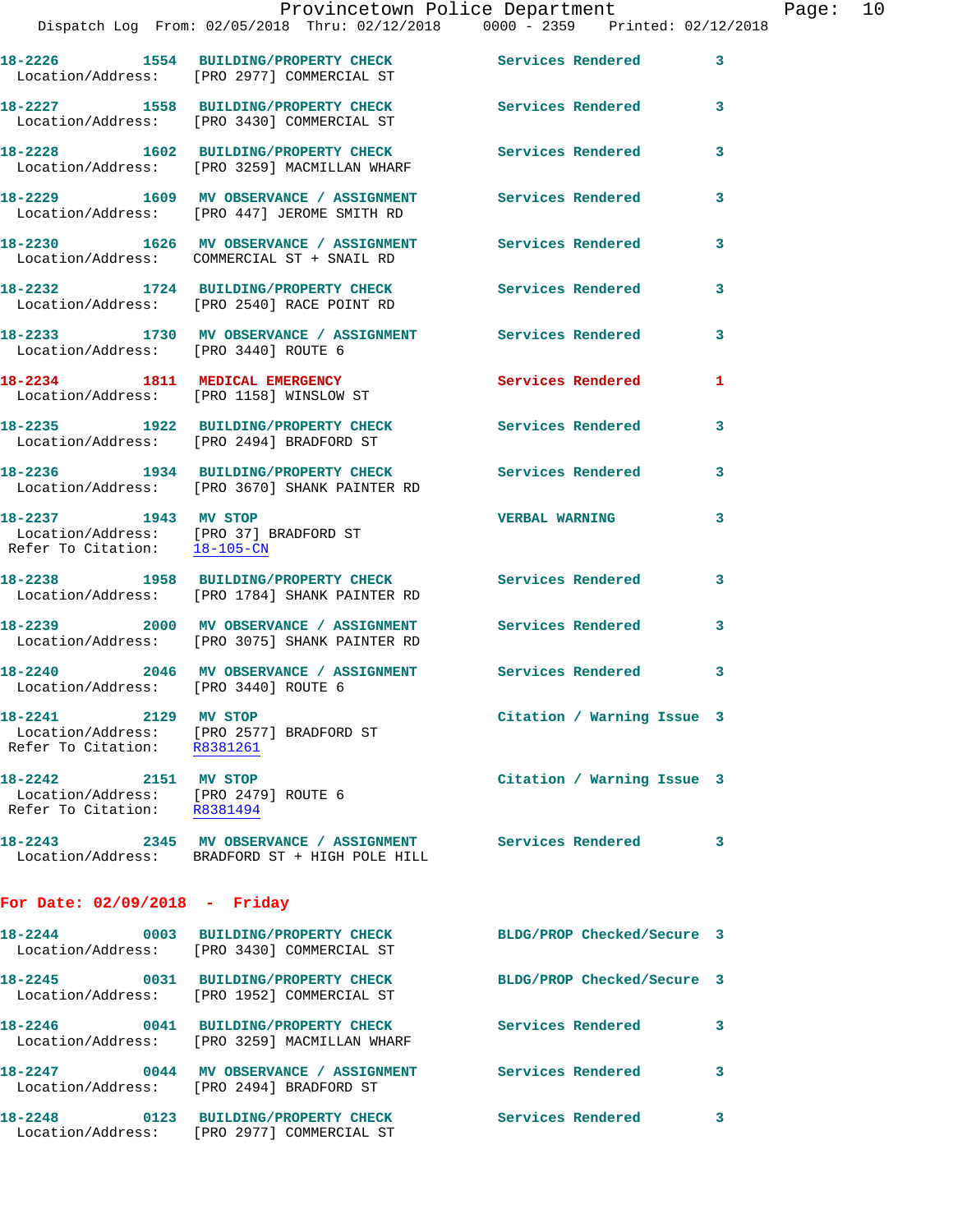18-2226 1554 BUILDING/PROPERTY CHECK Services Rendered 3
Location/Address: [PRO 2977] COMMERCIAL ST

18-2227 1558 BUILDING/PROPERTY CHECK Services Rendered 3
Location/Address: [PRO 3430] COMMERCIAL ST

18-2228 1602 BUILDING/PROPERTY CHECK Services Rendered 3
Location/Address: [PRO 3259] MACMILLAN WHARF

18-2229 1609 MV OBSERVANCE / ASSIGNMENT Services Rendered 3
Location/Address: [PRO 447] JEROME SMITH RD

18-2230 1626 MV OBSERVANCE / ASSIGNMENT Services Rendered 3
Location/Address: COMMERCIAL ST + SNAIL RD

18-2232 1724 BUILDING/PROPERTY CHECK Services Rendered 3
Location/Address: [PRO 2540] RACE POINT RD

18-2233 1730 MV OBSERVANCE / ASSIGNMENT Services Rendered 3
Location/Address: [PRO 3440] ROUTE 6

18-2234 1811 MEDICAL EMERGENCY Services Rendered 1
Location/Address: [PRO 1158] WINSLOW ST

18-2235 1922 BUILDING/PROPERTY CHECK Services Rendered 3
Location/Address: [PRO 2494] BRADFORD ST

18-2236 1934 BUILDING/PROPERTY CHECK Services Rendered 3
Location/Address: [PRO 3670] SHANK PAINTER RD

18-2237 1943 MV STOP VERBAL WARNING 3
Location/Address: [PRO 37] BRADFORD ST
Refer To Citation: 18-105-CN

18-2238 1958 BUILDING/PROPERTY CHECK Services Rendered 3
Location/Address: [PRO 1784] SHANK PAINTER RD

18-2239 2000 MV OBSERVANCE / ASSIGNMENT Services Rendered 3
Location/Address: [PRO 3075] SHANK PAINTER RD

18-2240 2046 MV OBSERVANCE / ASSIGNMENT Services Rendered 3
Location/Address: [PRO 3440] ROUTE 6

18-2241 2129 MV STOP Citation / Warning Issue 3
Location/Address: [PRO 2577] BRADFORD ST
Refer To Citation: R8381261

18-2242 2151 MV STOP Citation / Warning Issue 3
Location/Address: [PRO 2479] ROUTE 6
Refer To Citation: R8381494

18-2243 2345 MV OBSERVANCE / ASSIGNMENT Services Rendered 3
Location/Address: BRADFORD ST + HIGH POLE HILL

## For Date: 02/09/2018 - Friday

18-2244 0003 BUILDING/PROPERTY CHECK BLDG/PROP Checked/Secure 3
Location/Address: [PRO 3430] COMMERCIAL ST

18-2245 0031 BUILDING/PROPERTY CHECK BLDG/PROP Checked/Secure 3
Location/Address: [PRO 1952] COMMERCIAL ST

18-2246 0041 BUILDING/PROPERTY CHECK Services Rendered 3
Location/Address: [PRO 3259] MACMILLAN WHARF

18-2247 0044 MV OBSERVANCE / ASSIGNMENT Services Rendered 3
Location/Address: [PRO 2494] BRADFORD ST

18-2248 0123 BUILDING/PROPERTY CHECK Services Rendered 3
Location/Address: [PRO 2977] COMMERCIAL ST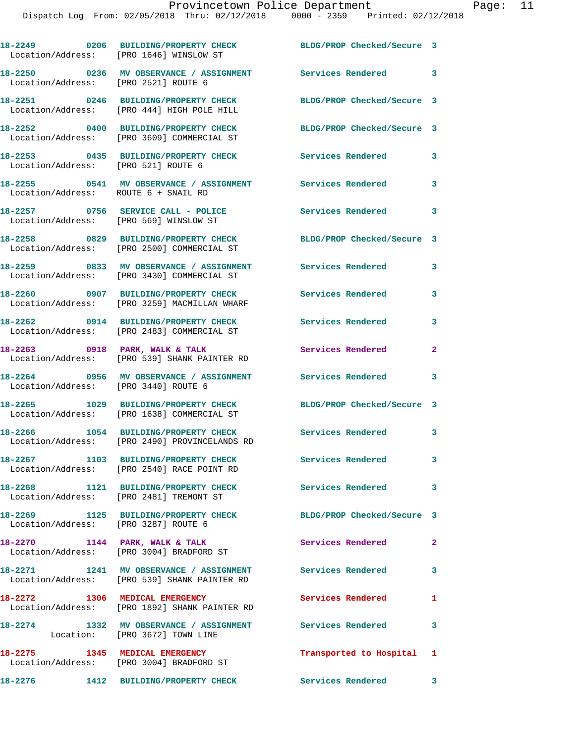18-2249 0206 BUILDING/PROPERTY CHECK BLDG/PROP Checked/Secure 3
Location/Address: [PRO 1646] WINSLOW ST

18-2250 0236 MV OBSERVANCE / ASSIGNMENT Services Rendered 3
Location/Address: [PRO 2521] ROUTE 6

18-2251 0246 BUILDING/PROPERTY CHECK BLDG/PROP Checked/Secure 3
Location/Address: [PRO 444] HIGH POLE HILL

18-2252 0400 BUILDING/PROPERTY CHECK BLDG/PROP Checked/Secure 3
Location/Address: [PRO 3609] COMMERCIAL ST

18-2253 0435 BUILDING/PROPERTY CHECK Services Rendered 3
Location/Address: [PRO 521] ROUTE 6

18-2255 0541 MV OBSERVANCE / ASSIGNMENT Services Rendered 3
Location/Address: ROUTE 6 + SNAIL RD

18-2257 0756 SERVICE CALL - POLICE Services Rendered 3
Location/Address: [PRO 569] WINSLOW ST

18-2258 0829 BUILDING/PROPERTY CHECK BLDG/PROP Checked/Secure 3
Location/Address: [PRO 2500] COMMERCIAL ST

18-2259 0833 MV OBSERVANCE / ASSIGNMENT Services Rendered 3
Location/Address: [PRO 3430] COMMERCIAL ST

18-2260 0907 BUILDING/PROPERTY CHECK Services Rendered 3
Location/Address: [PRO 3259] MACMILLAN WHARF

18-2262 0914 BUILDING/PROPERTY CHECK Services Rendered 3
Location/Address: [PRO 2483] COMMERCIAL ST

18-2263 0918 PARK, WALK & TALK Services Rendered 2
Location/Address: [PRO 539] SHANK PAINTER RD

18-2264 0956 MV OBSERVANCE / ASSIGNMENT Services Rendered 3
Location/Address: [PRO 3440] ROUTE 6

18-2265 1029 BUILDING/PROPERTY CHECK BLDG/PROP Checked/Secure 3
Location/Address: [PRO 1638] COMMERCIAL ST

18-2266 1054 BUILDING/PROPERTY CHECK Services Rendered 3
Location/Address: [PRO 2490] PROVINCELANDS RD

18-2267 1103 BUILDING/PROPERTY CHECK Services Rendered 3
Location/Address: [PRO 2540] RACE POINT RD

18-2268 1121 BUILDING/PROPERTY CHECK Services Rendered 3
Location/Address: [PRO 2481] TREMONT ST

18-2269 1125 BUILDING/PROPERTY CHECK BLDG/PROP Checked/Secure 3
Location/Address: [PRO 3287] ROUTE 6

18-2270 1144 PARK, WALK & TALK Services Rendered 2
Location/Address: [PRO 3004] BRADFORD ST

18-2271 1241 MV OBSERVANCE / ASSIGNMENT Services Rendered 3
Location/Address: [PRO 539] SHANK PAINTER RD

18-2272 1306 MEDICAL EMERGENCY Services Rendered 1
Location/Address: [PRO 1892] SHANK PAINTER RD

18-2274 1332 MV OBSERVANCE / ASSIGNMENT Services Rendered 3
Location: [PRO 3672] TOWN LINE

18-2275 1345 MEDICAL EMERGENCY Transported to Hospital 1
Location/Address: [PRO 3004] BRADFORD ST

18-2276 1412 BUILDING/PROPERTY CHECK Services Rendered 3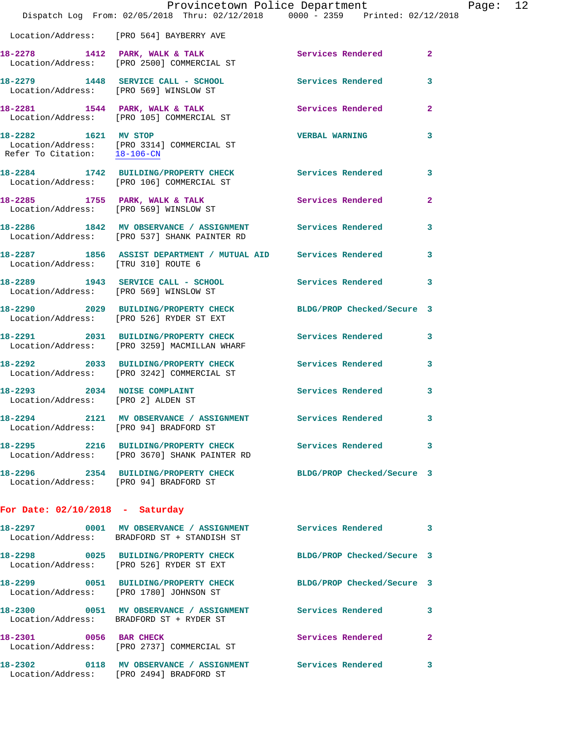Location/Address: [PRO 564] BAYBERRY AVE

**18-2278 1412 PARK, WALK & TALK** Services Rendered 2
Location/Address: [PRO 2500] COMMERCIAL ST

**18-2279 1448 SERVICE CALL - SCHOOL** Services Rendered 3
Location/Address: [PRO 569] WINSLOW ST

**18-2281 1544 PARK, WALK & TALK** Services Rendered 2
Location/Address: [PRO 105] COMMERCIAL ST

**18-2282 1621 MV STOP** VERBAL WARNING 3
Location/Address: [PRO 3314] COMMERCIAL ST
Refer To Citation: 18-106-CN

**18-2284 1742 BUILDING/PROPERTY CHECK** Services Rendered 3
Location/Address: [PRO 106] COMMERCIAL ST

**18-2285 1755 PARK, WALK & TALK** Services Rendered 2
Location/Address: [PRO 569] WINSLOW ST

**18-2286 1842 MV OBSERVANCE / ASSIGNMENT** Services Rendered 3
Location/Address: [PRO 537] SHANK PAINTER RD

**18-2287 1856 ASSIST DEPARTMENT / MUTUAL AID** Services Rendered 3
Location/Address: [TRU 310] ROUTE 6

**18-2289 1943 SERVICE CALL - SCHOOL** Services Rendered 3
Location/Address: [PRO 569] WINSLOW ST

**18-2290 2029 BUILDING/PROPERTY CHECK** BLDG/PROP Checked/Secure 3
Location/Address: [PRO 526] RYDER ST EXT

**18-2291 2031 BUILDING/PROPERTY CHECK** Services Rendered 3
Location/Address: [PRO 3259] MACMILLAN WHARF

**18-2292 2033 BUILDING/PROPERTY CHECK** Services Rendered 3
Location/Address: [PRO 3242] COMMERCIAL ST

**18-2293 2034 NOISE COMPLAINT** Services Rendered 3
Location/Address: [PRO 2] ALDEN ST

**18-2294 2121 MV OBSERVANCE / ASSIGNMENT** Services Rendered 3
Location/Address: [PRO 94] BRADFORD ST

**18-2295 2216 BUILDING/PROPERTY CHECK** Services Rendered 3
Location/Address: [PRO 3670] SHANK PAINTER RD

**18-2296 2354 BUILDING/PROPERTY CHECK** BLDG/PROP Checked/Secure 3
Location/Address: [PRO 94] BRADFORD ST

## For Date: 02/10/2018 - Saturday

**18-2297 0001 MV OBSERVANCE / ASSIGNMENT** Services Rendered 3
Location/Address: BRADFORD ST + STANDISH ST

**18-2298 0025 BUILDING/PROPERTY CHECK** BLDG/PROP Checked/Secure 3
Location/Address: [PRO 526] RYDER ST EXT

**18-2299 0051 BUILDING/PROPERTY CHECK** BLDG/PROP Checked/Secure 3
Location/Address: [PRO 1780] JOHNSON ST

**18-2300 0051 MV OBSERVANCE / ASSIGNMENT** Services Rendered 3
Location/Address: BRADFORD ST + RYDER ST

**18-2301 0056 BAR CHECK** Services Rendered 2
Location/Address: [PRO 2737] COMMERCIAL ST

**18-2302 0118 MV OBSERVANCE / ASSIGNMENT** Services Rendered 3
Location/Address: [PRO 2494] BRADFORD ST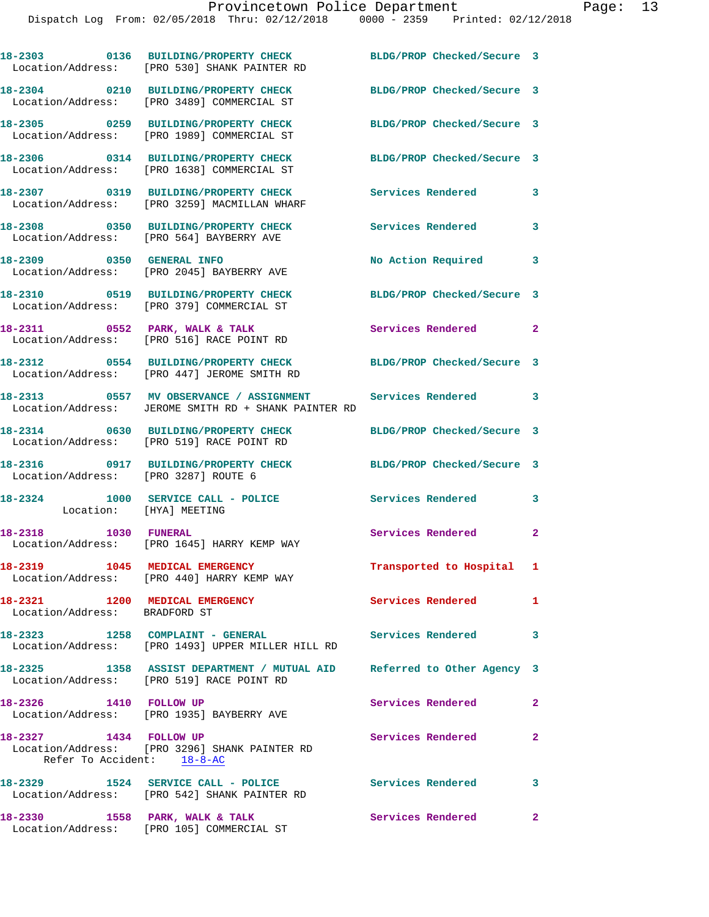18-2303 0136 BUILDING/PROPERTY CHECK BLDG/PROP Checked/Secure 3
Location/Address: [PRO 530] SHANK PAINTER RD

18-2304 0210 BUILDING/PROPERTY CHECK BLDG/PROP Checked/Secure 3
Location/Address: [PRO 3489] COMMERCIAL ST

18-2305 0259 BUILDING/PROPERTY CHECK BLDG/PROP Checked/Secure 3
Location/Address: [PRO 1989] COMMERCIAL ST

18-2306 0314 BUILDING/PROPERTY CHECK BLDG/PROP Checked/Secure 3
Location/Address: [PRO 1638] COMMERCIAL ST

18-2307 0319 BUILDING/PROPERTY CHECK Services Rendered 3
Location/Address: [PRO 3259] MACMILLAN WHARF

18-2308 0350 BUILDING/PROPERTY CHECK Services Rendered 3
Location/Address: [PRO 564] BAYBERRY AVE

18-2309 0350 GENERAL INFO No Action Required 3
Location/Address: [PRO 2045] BAYBERRY AVE

18-2310 0519 BUILDING/PROPERTY CHECK BLDG/PROP Checked/Secure 3
Location/Address: [PRO 379] COMMERCIAL ST

18-2311 0552 PARK, WALK & TALK Services Rendered 2
Location/Address: [PRO 516] RACE POINT RD

18-2312 0554 BUILDING/PROPERTY CHECK BLDG/PROP Checked/Secure 3
Location/Address: [PRO 447] JEROME SMITH RD

18-2313 0557 MV OBSERVANCE / ASSIGNMENT Services Rendered 3
Location/Address: JEROME SMITH RD + SHANK PAINTER RD

18-2314 0630 BUILDING/PROPERTY CHECK BLDG/PROP Checked/Secure 3
Location/Address: [PRO 519] RACE POINT RD

18-2316 0917 BUILDING/PROPERTY CHECK BLDG/PROP Checked/Secure 3
Location/Address: [PRO 3287] ROUTE 6

18-2324 1000 SERVICE CALL - POLICE Services Rendered 3
Location: [HYA] MEETING

18-2318 1030 FUNERAL Services Rendered 2
Location/Address: [PRO 1645] HARRY KEMP WAY

18-2319 1045 MEDICAL EMERGENCY Transported to Hospital 1
Location/Address: [PRO 440] HARRY KEMP WAY

18-2321 1200 MEDICAL EMERGENCY Services Rendered 1
Location/Address: BRADFORD ST

18-2323 1258 COMPLAINT - GENERAL Services Rendered 3
Location/Address: [PRO 1493] UPPER MILLER HILL RD

18-2325 1358 ASSIST DEPARTMENT / MUTUAL AID Referred to Other Agency 3
Location/Address: [PRO 519] RACE POINT RD

18-2326 1410 FOLLOW UP Services Rendered 2
Location/Address: [PRO 1935] BAYBERRY AVE

18-2327 1434 FOLLOW UP Services Rendered 2
Location/Address: [PRO 3296] SHANK PAINTER RD
Refer To Accident: 18-8-AC

18-2329 1524 SERVICE CALL - POLICE Services Rendered 3
Location/Address: [PRO 542] SHANK PAINTER RD

18-2330 1558 PARK, WALK & TALK Services Rendered 2
Location/Address: [PRO 105] COMMERCIAL ST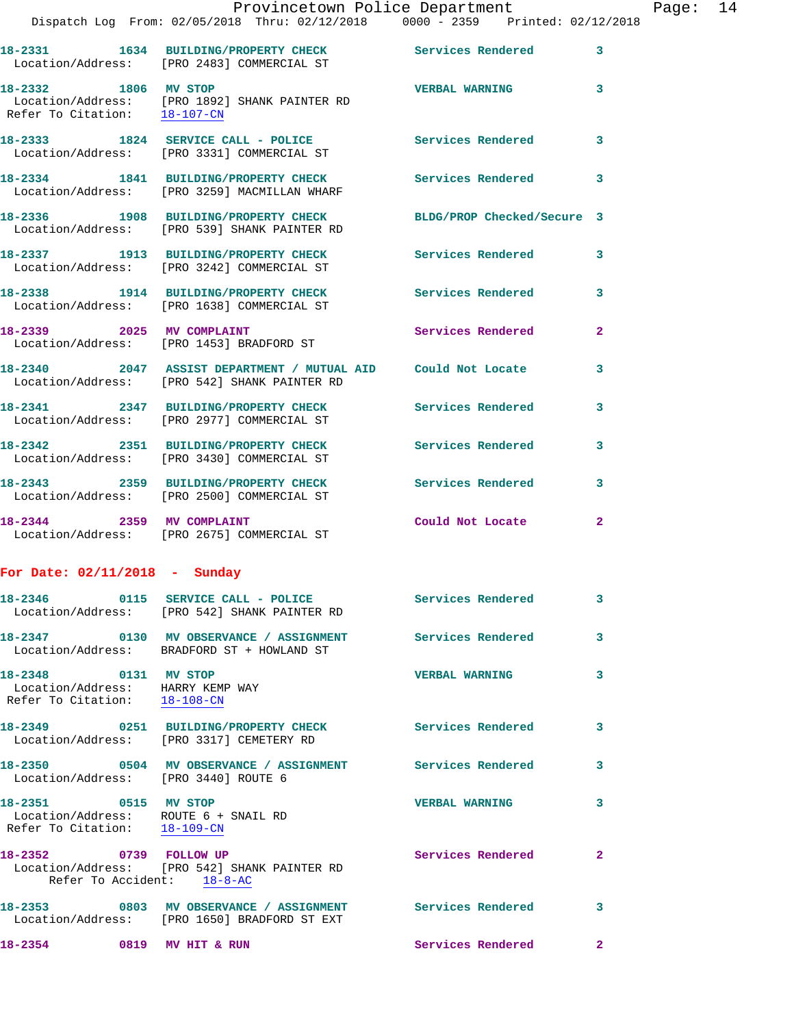18-2331 1634 BUILDING/PROPERTY CHECK Services Rendered 3
Location/Address: [PRO 2483] COMMERCIAL ST

18-2332 1806 MV STOP VERBAL WARNING 3
Location/Address: [PRO 1892] SHANK PAINTER RD
Refer To Citation: 18-107-CN

18-2333 1824 SERVICE CALL - POLICE Services Rendered 3
Location/Address: [PRO 3331] COMMERCIAL ST

18-2334 1841 BUILDING/PROPERTY CHECK Services Rendered 3
Location/Address: [PRO 3259] MACMILLAN WHARF

18-2336 1908 BUILDING/PROPERTY CHECK BLDG/PROP Checked/Secure 3
Location/Address: [PRO 539] SHANK PAINTER RD

18-2337 1913 BUILDING/PROPERTY CHECK Services Rendered 3
Location/Address: [PRO 3242] COMMERCIAL ST

18-2338 1914 BUILDING/PROPERTY CHECK Services Rendered 3
Location/Address: [PRO 1638] COMMERCIAL ST

18-2339 2025 MV COMPLAINT Services Rendered 2
Location/Address: [PRO 1453] BRADFORD ST

18-2340 2047 ASSIST DEPARTMENT / MUTUAL AID Could Not Locate 3
Location/Address: [PRO 542] SHANK PAINTER RD

18-2341 2347 BUILDING/PROPERTY CHECK Services Rendered 3
Location/Address: [PRO 2977] COMMERCIAL ST

18-2342 2351 BUILDING/PROPERTY CHECK Services Rendered 3
Location/Address: [PRO 3430] COMMERCIAL ST

18-2343 2359 BUILDING/PROPERTY CHECK Services Rendered 3
Location/Address: [PRO 2500] COMMERCIAL ST

18-2344 2359 MV COMPLAINT Could Not Locate 2
Location/Address: [PRO 2675] COMMERCIAL ST

**For Date: 02/11/2018 - Sunday**

18-2346 0115 SERVICE CALL - POLICE Services Rendered 3
Location/Address: [PRO 542] SHANK PAINTER RD

18-2347 0130 MV OBSERVANCE / ASSIGNMENT Services Rendered 3
Location/Address: BRADFORD ST + HOWLAND ST

18-2348 0131 MV STOP VERBAL WARNING 3
Location/Address: HARRY KEMP WAY
Refer To Citation: 18-108-CN

18-2349 0251 BUILDING/PROPERTY CHECK Services Rendered 3
Location/Address: [PRO 3317] CEMETERY RD

18-2350 0504 MV OBSERVANCE / ASSIGNMENT Services Rendered 3
Location/Address: [PRO 3440] ROUTE 6

18-2351 0515 MV STOP VERBAL WARNING 3
Location/Address: ROUTE 6 + SNAIL RD
Refer To Citation: 18-109-CN

18-2352 0739 FOLLOW UP Services Rendered 2
Location/Address: [PRO 542] SHANK PAINTER RD
Refer To Accident: 18-8-AC

18-2353 0803 MV OBSERVANCE / ASSIGNMENT Services Rendered 3
Location/Address: [PRO 1650] BRADFORD ST EXT

18-2354 0819 MV HIT & RUN Services Rendered 2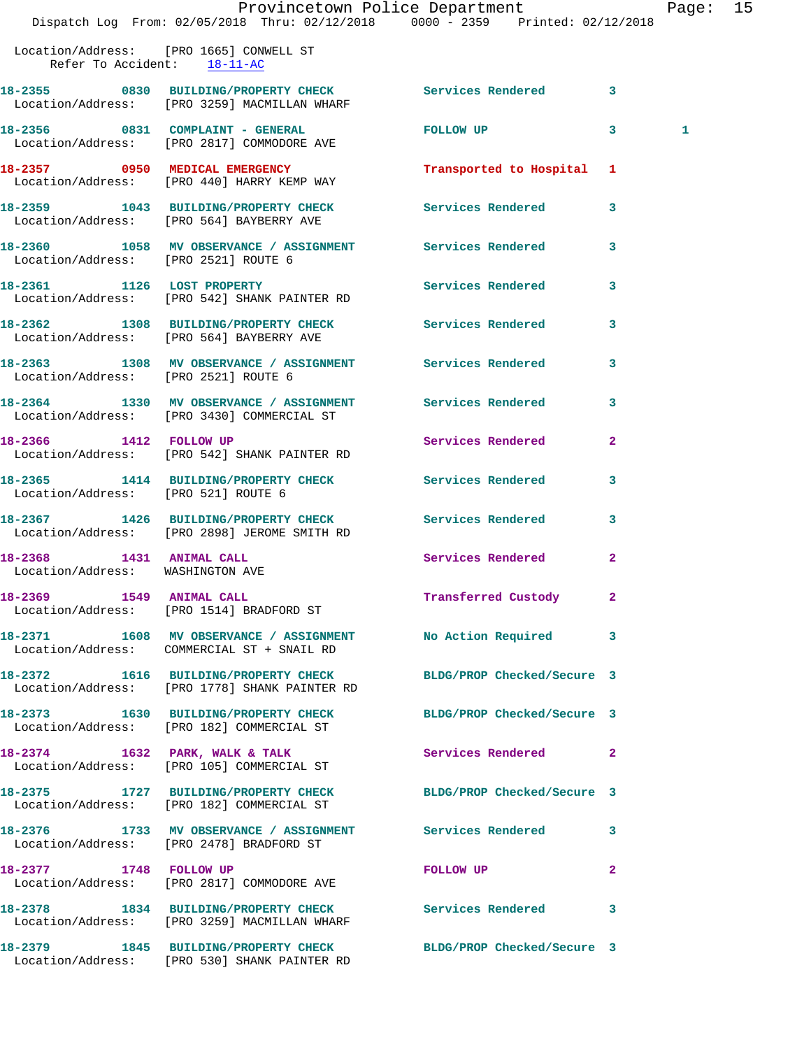Location/Address: [PRO 1665] CONWELL ST
Refer To Accident: 18-11-AC

| Call # | Time | Call Reason | Action | Priority | |
|---|---|---|---|---|---|
| 18-2355 | 0830 | BUILDING/PROPERTY CHECK | Services Rendered | 3 | |
| | | Location/Address: [PRO 3259] MACMILLAN WHARF | | | |
| 18-2356 | 0831 | COMPLAINT - GENERAL | FOLLOW UP | 3 | 1 |
| | | Location/Address: [PRO 2817] COMMODORE AVE | | | |
| 18-2357 | 0950 | MEDICAL EMERGENCY | Transported to Hospital | 1 | |
| | | Location/Address: [PRO 440] HARRY KEMP WAY | | | |
| 18-2359 | 1043 | BUILDING/PROPERTY CHECK | Services Rendered | 3 | |
| | | Location/Address: [PRO 564] BAYBERRY AVE | | | |
| 18-2360 | 1058 | MV OBSERVANCE / ASSIGNMENT | Services Rendered | 3 | |
| | | Location/Address: [PRO 2521] ROUTE 6 | | | |
| 18-2361 | 1126 | LOST PROPERTY | Services Rendered | 3 | |
| | | Location/Address: [PRO 542] SHANK PAINTER RD | | | |
| 18-2362 | 1308 | BUILDING/PROPERTY CHECK | Services Rendered | 3 | |
| | | Location/Address: [PRO 564] BAYBERRY AVE | | | |
| 18-2363 | 1308 | MV OBSERVANCE / ASSIGNMENT | Services Rendered | 3 | |
| | | Location/Address: [PRO 2521] ROUTE 6 | | | |
| 18-2364 | 1330 | MV OBSERVANCE / ASSIGNMENT | Services Rendered | 3 | |
| | | Location/Address: [PRO 3430] COMMERCIAL ST | | | |
| 18-2366 | 1412 | FOLLOW UP | Services Rendered | 2 | |
| | | Location/Address: [PRO 542] SHANK PAINTER RD | | | |
| 18-2365 | 1414 | BUILDING/PROPERTY CHECK | Services Rendered | 3 | |
| | | Location/Address: [PRO 521] ROUTE 6 | | | |
| 18-2367 | 1426 | BUILDING/PROPERTY CHECK | Services Rendered | 3 | |
| | | Location/Address: [PRO 2898] JEROME SMITH RD | | | |
| 18-2368 | 1431 | ANIMAL CALL | Services Rendered | 2 | |
| | | Location/Address: WASHINGTON AVE | | | |
| 18-2369 | 1549 | ANIMAL CALL | Transferred Custody | 2 | |
| | | Location/Address: [PRO 1514] BRADFORD ST | | | |
| 18-2371 | 1608 | MV OBSERVANCE / ASSIGNMENT | No Action Required | 3 | |
| | | Location/Address: COMMERCIAL ST + SNAIL RD | | | |
| 18-2372 | 1616 | BUILDING/PROPERTY CHECK | BLDG/PROP Checked/Secure | 3 | |
| | | Location/Address: [PRO 1778] SHANK PAINTER RD | | | |
| 18-2373 | 1630 | BUILDING/PROPERTY CHECK | BLDG/PROP Checked/Secure | 3 | |
| | | Location/Address: [PRO 182] COMMERCIAL ST | | | |
| 18-2374 | 1632 | PARK, WALK & TALK | Services Rendered | 2 | |
| | | Location/Address: [PRO 105] COMMERCIAL ST | | | |
| 18-2375 | 1727 | BUILDING/PROPERTY CHECK | BLDG/PROP Checked/Secure | 3 | |
| | | Location/Address: [PRO 182] COMMERCIAL ST | | | |
| 18-2376 | 1733 | MV OBSERVANCE / ASSIGNMENT | Services Rendered | 3 | |
| | | Location/Address: [PRO 2478] BRADFORD ST | | | |
| 18-2377 | 1748 | FOLLOW UP | FOLLOW UP | 2 | |
| | | Location/Address: [PRO 2817] COMMODORE AVE | | | |
| 18-2378 | 1834 | BUILDING/PROPERTY CHECK | Services Rendered | 3 | |
| | | Location/Address: [PRO 3259] MACMILLAN WHARF | | | |
| 18-2379 | 1845 | BUILDING/PROPERTY CHECK | BLDG/PROP Checked/Secure | 3 | |
| | | Location/Address: [PRO 530] SHANK PAINTER RD | | | |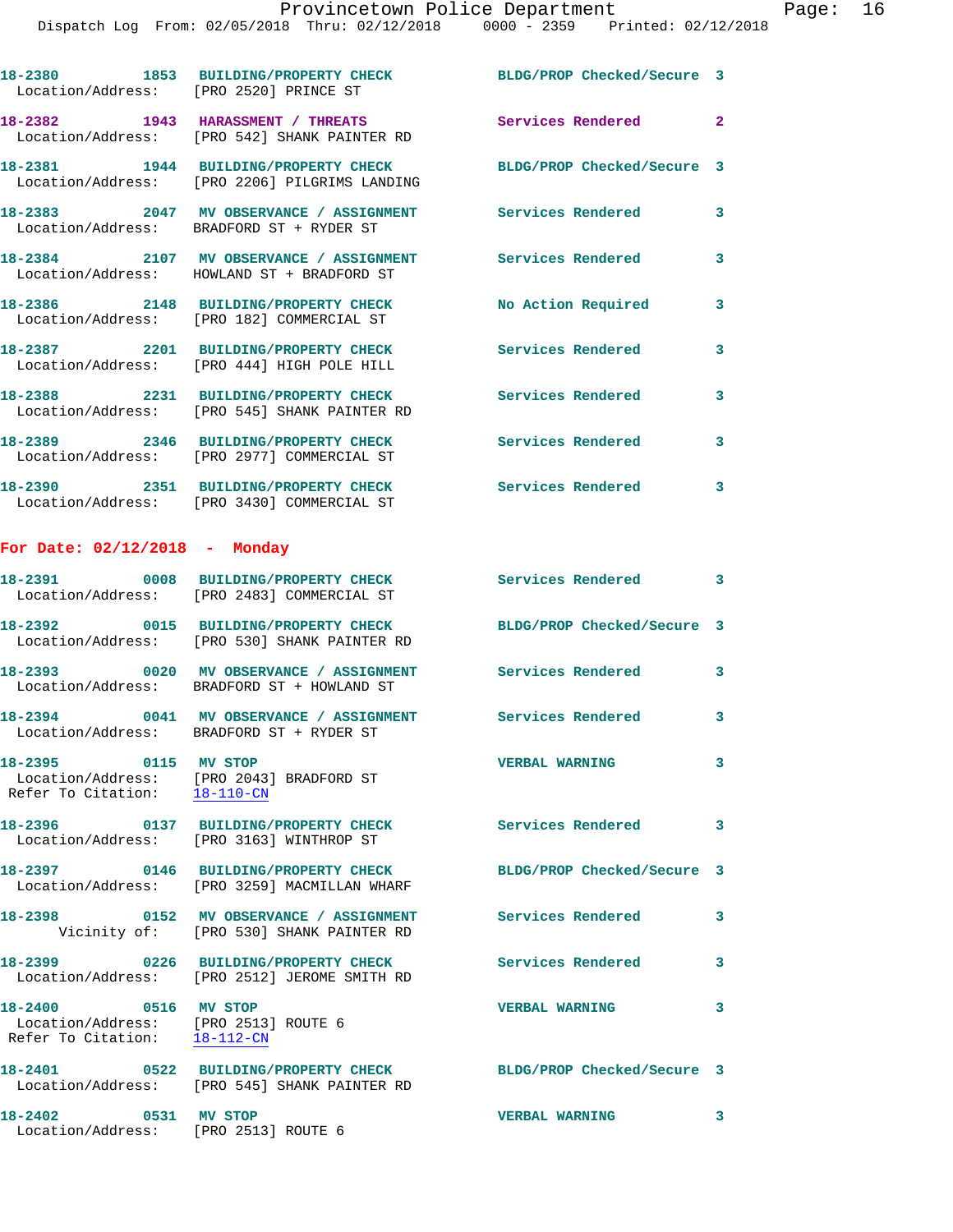18-2380 1853 BUILDING/PROPERTY CHECK BLDG/PROP Checked/Secure 3
Location/Address: [PRO 2520] PRINCE ST

18-2382 1943 HARASSMENT / THREATS Services Rendered 2
Location/Address: [PRO 542] SHANK PAINTER RD

18-2381 1944 BUILDING/PROPERTY CHECK BLDG/PROP Checked/Secure 3
Location/Address: [PRO 2206] PILGRIMS LANDING

18-2383 2047 MV OBSERVANCE / ASSIGNMENT Services Rendered 3
Location/Address: BRADFORD ST + RYDER ST

18-2384 2107 MV OBSERVANCE / ASSIGNMENT Services Rendered 3
Location/Address: HOWLAND ST + BRADFORD ST

18-2386 2148 BUILDING/PROPERTY CHECK No Action Required 3
Location/Address: [PRO 182] COMMERCIAL ST

18-2387 2201 BUILDING/PROPERTY CHECK Services Rendered 3
Location/Address: [PRO 444] HIGH POLE HILL

18-2388 2231 BUILDING/PROPERTY CHECK Services Rendered 3
Location/Address: [PRO 545] SHANK PAINTER RD

18-2389 2346 BUILDING/PROPERTY CHECK Services Rendered 3
Location/Address: [PRO 2977] COMMERCIAL ST

18-2390 2351 BUILDING/PROPERTY CHECK Services Rendered 3
Location/Address: [PRO 3430] COMMERCIAL ST

## For Date: 02/12/2018 - Monday

18-2391 0008 BUILDING/PROPERTY CHECK Services Rendered 3
Location/Address: [PRO 2483] COMMERCIAL ST

18-2392 0015 BUILDING/PROPERTY CHECK BLDG/PROP Checked/Secure 3
Location/Address: [PRO 530] SHANK PAINTER RD

18-2393 0020 MV OBSERVANCE / ASSIGNMENT Services Rendered 3
Location/Address: BRADFORD ST + HOWLAND ST

18-2394 0041 MV OBSERVANCE / ASSIGNMENT Services Rendered 3
Location/Address: BRADFORD ST + RYDER ST

18-2395 0115 MV STOP VERBAL WARNING 3
Location/Address: [PRO 2043] BRADFORD ST
Refer To Citation: 18-110-CN

18-2396 0137 BUILDING/PROPERTY CHECK Services Rendered 3
Location/Address: [PRO 3163] WINTHROP ST

18-2397 0146 BUILDING/PROPERTY CHECK BLDG/PROP Checked/Secure 3
Location/Address: [PRO 3259] MACMILLAN WHARF

18-2398 0152 MV OBSERVANCE / ASSIGNMENT Services Rendered 3
Vicinity of: [PRO 530] SHANK PAINTER RD

18-2399 0226 BUILDING/PROPERTY CHECK Services Rendered 3
Location/Address: [PRO 2512] JEROME SMITH RD

18-2400 0516 MV STOP VERBAL WARNING 3
Location/Address: [PRO 2513] ROUTE 6
Refer To Citation: 18-112-CN

18-2401 0522 BUILDING/PROPERTY CHECK BLDG/PROP Checked/Secure 3
Location/Address: [PRO 545] SHANK PAINTER RD

18-2402 0531 MV STOP VERBAL WARNING 3
Location/Address: [PRO 2513] ROUTE 6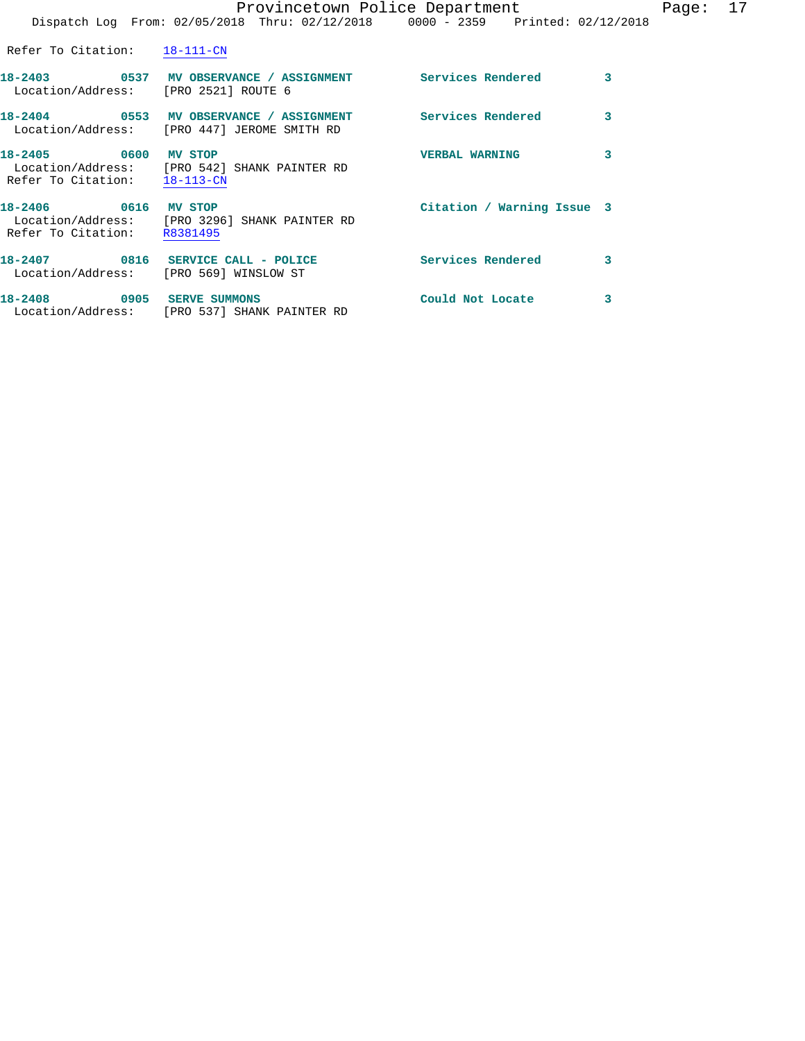Refer To Citation: 18-111-CN

**18-2403 0537 MV OBSERVANCE / ASSIGNMENT** Services Rendered 3
Location/Address: [PRO 2521] ROUTE 6

**18-2404 0553 MV OBSERVANCE / ASSIGNMENT** Services Rendered 3
Location/Address: [PRO 447] JEROME SMITH RD

**18-2405 0600 MV STOP** VERBAL WARNING 3
Location/Address: [PRO 542] SHANK PAINTER RD
Refer To Citation: 18-113-CN

**18-2406 0616 MV STOP** Citation / Warning Issue 3
Location/Address: [PRO 3296] SHANK PAINTER RD
Refer To Citation: R8381495

**18-2407 0816 SERVICE CALL - POLICE** Services Rendered 3
Location/Address: [PRO 569] WINSLOW ST

**18-2408 0905 SERVE SUMMONS** Could Not Locate 3
Location/Address: [PRO 537] SHANK PAINTER RD